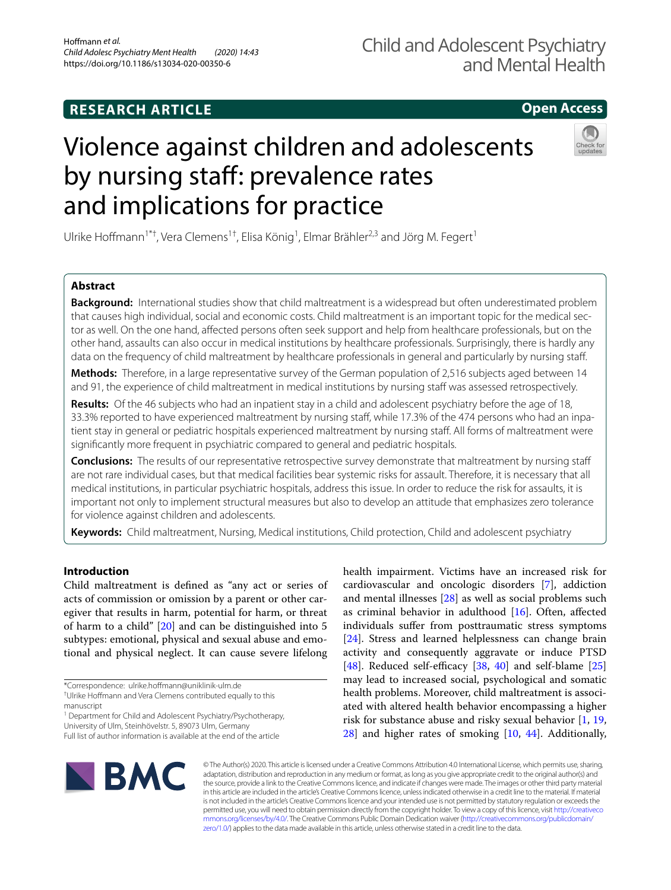RESEARCH ARTICLE

Open Access

# Violence against children and adolescents by nursing staff: prevalence rates and implications for practice

Ulrike Hoffmann[1*†], Vera Clemens[1†], Elisa König[1], Elmar Brähler[2,3] and Jörg M. Fegert[1]

## Abstract

**Background:** International studies show that child maltreatment is a widespread but often underestimated problem that causes high individual, social and economic costs. Child maltreatment is an important topic for the medical sector as well. On the one hand, affected persons often seek support and help from healthcare professionals, but on the other hand, assaults can also occur in medical institutions by healthcare professionals. Surprisingly, there is hardly any data on the frequency of child maltreatment by healthcare professionals in general and particularly by nursing staff.

**Methods:** Therefore, in a large representative survey of the German population of 2,516 subjects aged between 14 and 91, the experience of child maltreatment in medical institutions by nursing staff was assessed retrospectively.

**Results:** Of the 46 subjects who had an inpatient stay in a child and adolescent psychiatry before the age of 18, 33.3% reported to have experienced maltreatment by nursing staff, while 17.3% of the 474 persons who had an inpatient stay in general or pediatric hospitals experienced maltreatment by nursing staff. All forms of maltreatment were significantly more frequent in psychiatric compared to general and pediatric hospitals.

**Conclusions:** The results of our representative retrospective survey demonstrate that maltreatment by nursing staff are not rare individual cases, but that medical facilities bear systemic risks for assault. Therefore, it is necessary that all medical institutions, in particular psychiatric hospitals, address this issue. In order to reduce the risk for assaults, it is important not only to implement structural measures but also to develop an attitude that emphasizes zero tolerance for violence against children and adolescents.

**Keywords:** Child maltreatment, Nursing, Medical institutions, Child protection, Child and adolescent psychiatry

## Introduction

Child maltreatment is defined as "any act or series of acts of commission or omission by a parent or other caregiver that results in harm, potential for harm, or threat of harm to a child" [20] and can be distinguished into 5 subtypes: emotional, physical and sexual abuse and emotional and physical neglect. It can cause severe lifelong health impairment. Victims have an increased risk for cardiovascular and oncologic disorders [7], addiction and mental illnesses [28] as well as social problems such as criminal behavior in adulthood [16]. Often, affected individuals suffer from posttraumatic stress symptoms [24]. Stress and learned helplessness can change brain activity and consequently aggravate or induce PTSD [48]. Reduced self-efficacy [38, 40] and self-blame [25] may lead to increased social, psychological and somatic health problems. Moreover, child maltreatment is associated with altered health behavior encompassing a higher risk for substance abuse and risky sexual behavior [1, 19, 28] and higher rates of smoking [10, 44]. Additionally,

*Correspondence: ulrike.hoffmann@uniklinik-ulm.de
†Ulrike Hoffmann and Vera Clemens contributed equally to this manuscript
[1] Department for Child and Adolescent Psychiatry/Psychotherapy, University of Ulm, Steinhövelstr. 5, 89073 Ulm, Germany
Full list of author information is available at the end of the article

© The Author(s) 2020. This article is licensed under a Creative Commons Attribution 4.0 International License, which permits use, sharing, adaptation, distribution and reproduction in any medium or format, as long as you give appropriate credit to the original author(s) and the source, provide a link to the Creative Commons licence, and indicate if changes were made. The images or other third party material in this article are included in the article's Creative Commons licence, unless indicated otherwise in a credit line to the material. If material is not included in the article's Creative Commons licence and your intended use is not permitted by statutory regulation or exceeds the permitted use, you will need to obtain permission directly from the copyright holder. To view a copy of this licence, visit http://creativecommons.org/licenses/by/4.0/. The Creative Commons Public Domain Dedication waiver (http://creativecommons.org/publicdomain/zero/1.0/) applies to the data made available in this article, unless otherwise stated in a credit line to the data.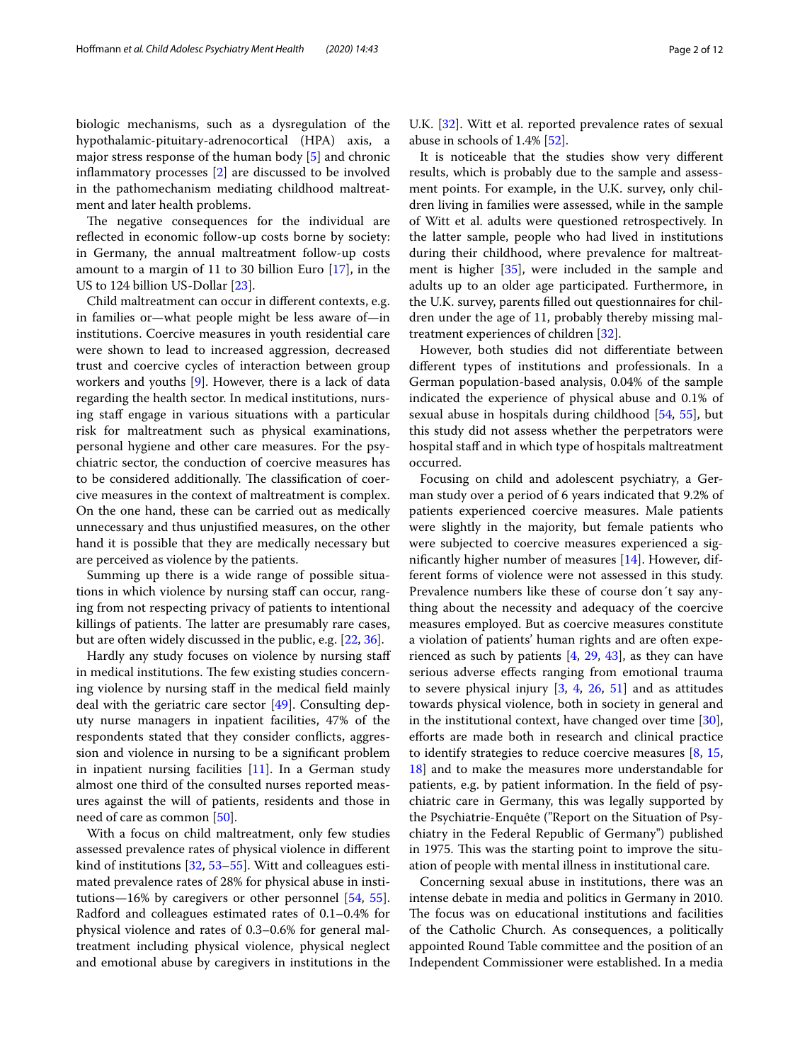biologic mechanisms, such as a dysregulation of the hypothalamic-pituitary-adrenocortical (HPA) axis, a major stress response of the human body [5] and chronic inflammatory processes [2] are discussed to be involved in the pathomechanism mediating childhood maltreatment and later health problems.

The negative consequences for the individual are reflected in economic follow-up costs borne by society: in Germany, the annual maltreatment follow-up costs amount to a margin of 11 to 30 billion Euro [17], in the US to 124 billion US-Dollar [23].

Child maltreatment can occur in different contexts, e.g. in families or—what people might be less aware of—in institutions. Coercive measures in youth residential care were shown to lead to increased aggression, decreased trust and coercive cycles of interaction between group workers and youths [9]. However, there is a lack of data regarding the health sector. In medical institutions, nursing staff engage in various situations with a particular risk for maltreatment such as physical examinations, personal hygiene and other care measures. For the psychiatric sector, the conduction of coercive measures has to be considered additionally. The classification of coercive measures in the context of maltreatment is complex. On the one hand, these can be carried out as medically unnecessary and thus unjustified measures, on the other hand it is possible that they are medically necessary but are perceived as violence by the patients.

Summing up there is a wide range of possible situations in which violence by nursing staff can occur, ranging from not respecting privacy of patients to intentional killings of patients. The latter are presumably rare cases, but are often widely discussed in the public, e.g. [22, 36].

Hardly any study focuses on violence by nursing staff in medical institutions. The few existing studies concerning violence by nursing staff in the medical field mainly deal with the geriatric care sector [49]. Consulting deputy nurse managers in inpatient facilities, 47% of the respondents stated that they consider conflicts, aggression and violence in nursing to be a significant problem in inpatient nursing facilities [11]. In a German study almost one third of the consulted nurses reported measures against the will of patients, residents and those in need of care as common [50].

With a focus on child maltreatment, only few studies assessed prevalence rates of physical violence in different kind of institutions [32, 53–55]. Witt and colleagues estimated prevalence rates of 28% for physical abuse in institutions—16% by caregivers or other personnel [54, 55]. Radford and colleagues estimated rates of 0.1–0.4% for physical violence and rates of 0.3–0.6% for general maltreatment including physical violence, physical neglect and emotional abuse by caregivers in institutions in the U.K. [32]. Witt et al. reported prevalence rates of sexual abuse in schools of 1.4% [52].

It is noticeable that the studies show very different results, which is probably due to the sample and assessment points. For example, in the U.K. survey, only children living in families were assessed, while in the sample of Witt et al. adults were questioned retrospectively. In the latter sample, people who had lived in institutions during their childhood, where prevalence for maltreatment is higher [35], were included in the sample and adults up to an older age participated. Furthermore, in the U.K. survey, parents filled out questionnaires for children under the age of 11, probably thereby missing maltreatment experiences of children [32].

However, both studies did not differentiate between different types of institutions and professionals. In a German population-based analysis, 0.04% of the sample indicated the experience of physical abuse and 0.1% of sexual abuse in hospitals during childhood [54, 55], but this study did not assess whether the perpetrators were hospital staff and in which type of hospitals maltreatment occurred.

Focusing on child and adolescent psychiatry, a German study over a period of 6 years indicated that 9.2% of patients experienced coercive measures. Male patients were slightly in the majority, but female patients who were subjected to coercive measures experienced a significantly higher number of measures [14]. However, different forms of violence were not assessed in this study. Prevalence numbers like these of course don´t say anything about the necessity and adequacy of the coercive measures employed. But as coercive measures constitute a violation of patients' human rights and are often experienced as such by patients [4, 29, 43], as they can have serious adverse effects ranging from emotional trauma to severe physical injury [3, 4, 26, 51] and as attitudes towards physical violence, both in society in general and in the institutional context, have changed over time [30], efforts are made both in research and clinical practice to identify strategies to reduce coercive measures [8, 15, 18] and to make the measures more understandable for patients, e.g. by patient information. In the field of psychiatric care in Germany, this was legally supported by the Psychiatrie-Enquête ("Report on the Situation of Psychiatry in the Federal Republic of Germany") published in 1975. This was the starting point to improve the situation of people with mental illness in institutional care.

Concerning sexual abuse in institutions, there was an intense debate in media and politics in Germany in 2010. The focus was on educational institutions and facilities of the Catholic Church. As consequences, a politically appointed Round Table committee and the position of an Independent Commissioner were established. In a media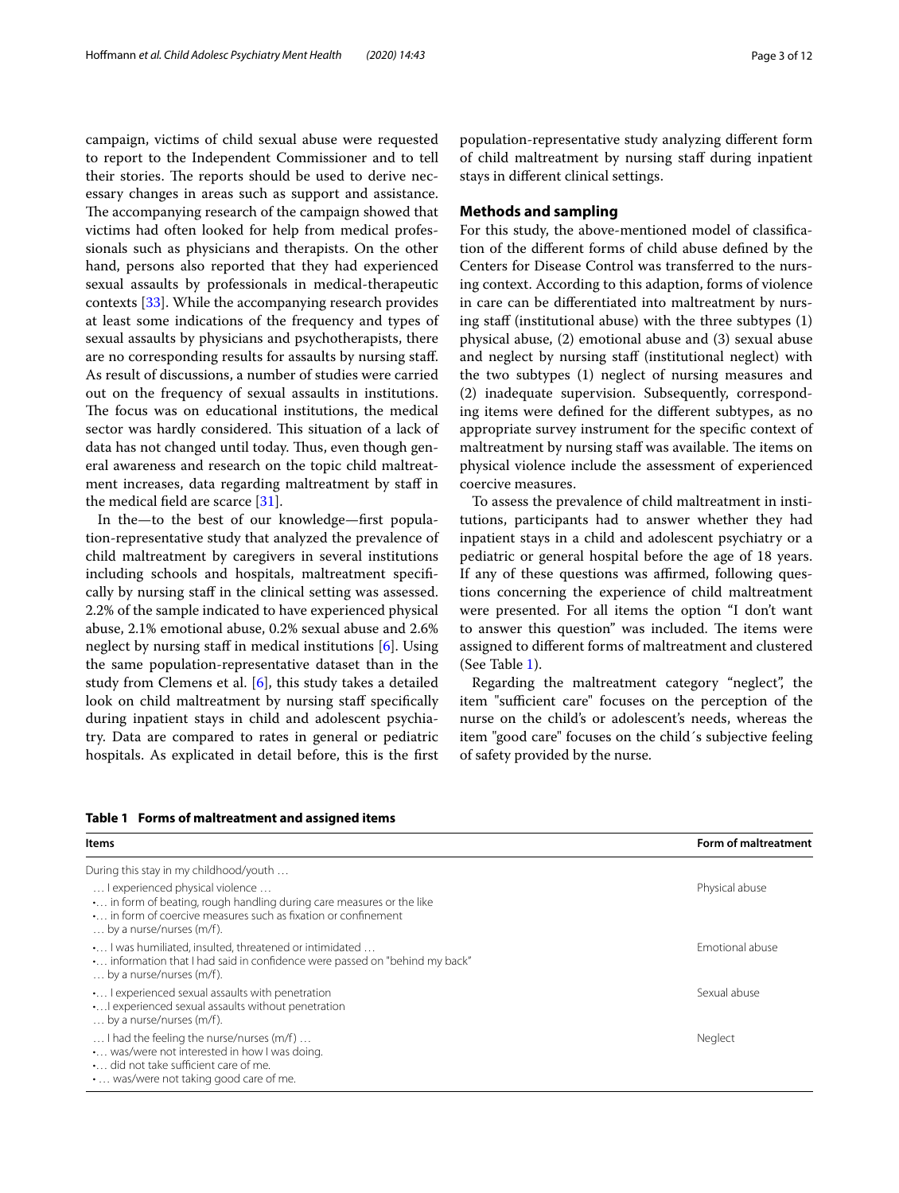campaign, victims of child sexual abuse were requested to report to the Independent Commissioner and to tell their stories. The reports should be used to derive necessary changes in areas such as support and assistance. The accompanying research of the campaign showed that victims had often looked for help from medical professionals such as physicians and therapists. On the other hand, persons also reported that they had experienced sexual assaults by professionals in medical-therapeutic contexts [33]. While the accompanying research provides at least some indications of the frequency and types of sexual assaults by physicians and psychotherapists, there are no corresponding results for assaults by nursing staff. As result of discussions, a number of studies were carried out on the frequency of sexual assaults in institutions. The focus was on educational institutions, the medical sector was hardly considered. This situation of a lack of data has not changed until today. Thus, even though general awareness and research on the topic child maltreatment increases, data regarding maltreatment by staff in the medical field are scarce [31].

In the—to the best of our knowledge—first population-representative study that analyzed the prevalence of child maltreatment by caregivers in several institutions including schools and hospitals, maltreatment specifically by nursing staff in the clinical setting was assessed. 2.2% of the sample indicated to have experienced physical abuse, 2.1% emotional abuse, 0.2% sexual abuse and 2.6% neglect by nursing staff in medical institutions [6]. Using the same population-representative dataset than in the study from Clemens et al. [6], this study takes a detailed look on child maltreatment by nursing staff specifically during inpatient stays in child and adolescent psychiatry. Data are compared to rates in general or pediatric hospitals. As explicated in detail before, this is the first population-representative study analyzing different form of child maltreatment by nursing staff during inpatient stays in different clinical settings.

## Methods and sampling

For this study, the above-mentioned model of classification of the different forms of child abuse defined by the Centers for Disease Control was transferred to the nursing context. According to this adaption, forms of violence in care can be differentiated into maltreatment by nursing staff (institutional abuse) with the three subtypes (1) physical abuse, (2) emotional abuse and (3) sexual abuse and neglect by nursing staff (institutional neglect) with the two subtypes (1) neglect of nursing measures and (2) inadequate supervision. Subsequently, corresponding items were defined for the different subtypes, as no appropriate survey instrument for the specific context of maltreatment by nursing staff was available. The items on physical violence include the assessment of experienced coercive measures.

To assess the prevalence of child maltreatment in institutions, participants had to answer whether they had inpatient stays in a child and adolescent psychiatry or a pediatric or general hospital before the age of 18 years. If any of these questions was affirmed, following questions concerning the experience of child maltreatment were presented. For all items the option "I don't want to answer this question" was included. The items were assigned to different forms of maltreatment and clustered (See Table 1).

Regarding the maltreatment category "neglect", the item "sufficient care" focuses on the perception of the nurse on the child's or adolescent's needs, whereas the item "good care" focuses on the child´s subjective feeling of safety provided by the nurse.

**Table 1 Forms of maltreatment and assigned items**

| Items | Form of maltreatment |
|---|---|
| During this stay in my childhood/youth … | |
| … I experienced physical violence …<br>•… in form of beating, rough handling during care measures or the like<br>•… in form of coercive measures such as fixation or confinement<br>… by a nurse/nurses (m/f). | Physical abuse |
| •… I was humiliated, insulted, threatened or intimidated …<br>•… information that I had said in confidence were passed on "behind my back"<br>… by a nurse/nurses (m/f). | Emotional abuse |
| •… I experienced sexual assaults with penetration<br>•…I experienced sexual assaults without penetration<br>… by a nurse/nurses (m/f). | Sexual abuse |
| … I had the feeling the nurse/nurses (m/f) …<br>•… was/were not interested in how I was doing.<br>•… did not take sufficient care of me.<br>• … was/were not taking good care of me. | Neglect |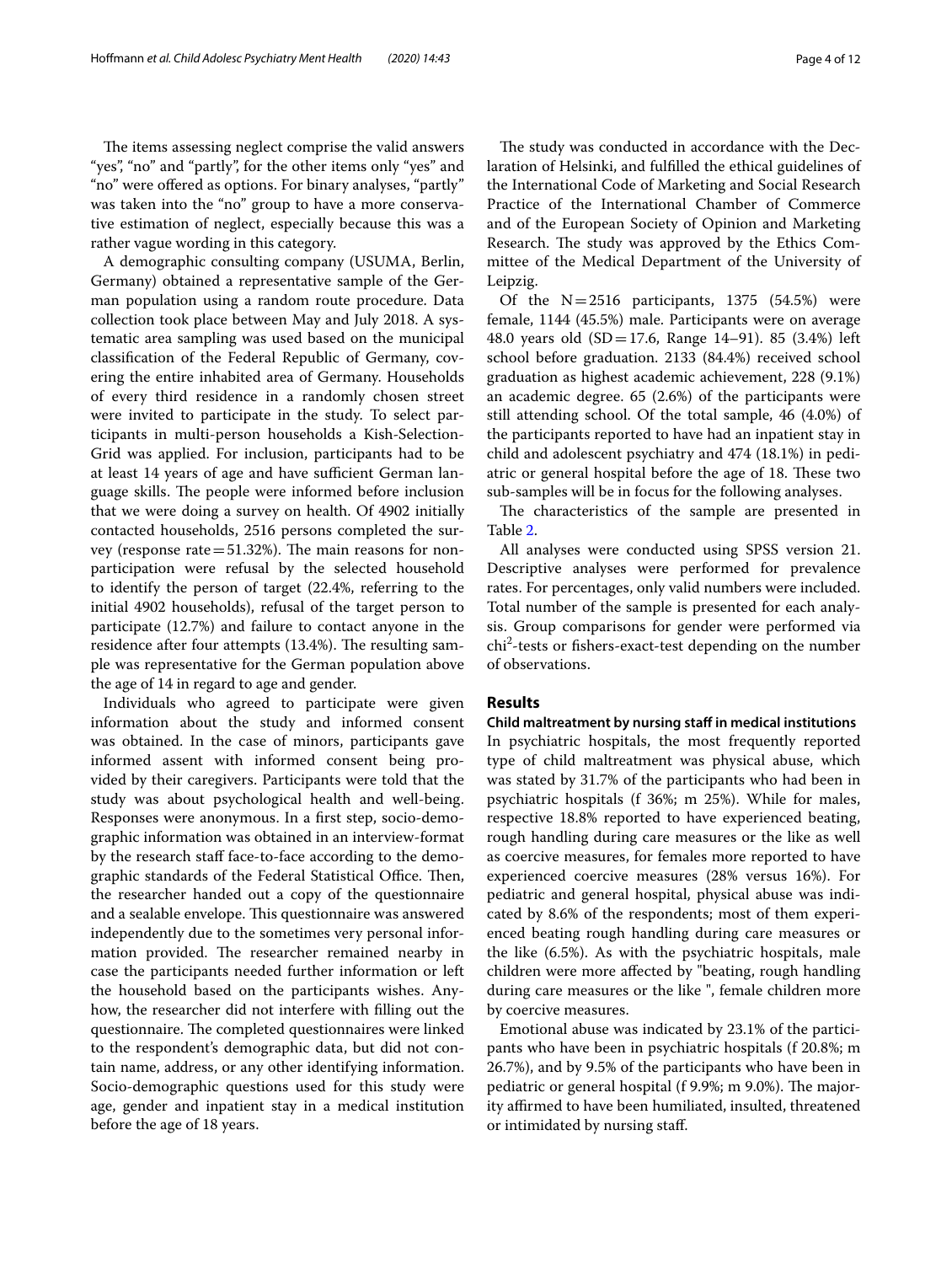The items assessing neglect comprise the valid answers "yes", "no" and "partly", for the other items only "yes" and "no" were offered as options. For binary analyses, "partly" was taken into the "no" group to have a more conservative estimation of neglect, especially because this was a rather vague wording in this category.

A demographic consulting company (USUMA, Berlin, Germany) obtained a representative sample of the German population using a random route procedure. Data collection took place between May and July 2018. A systematic area sampling was used based on the municipal classification of the Federal Republic of Germany, covering the entire inhabited area of Germany. Households of every third residence in a randomly chosen street were invited to participate in the study. To select participants in multi-person households a Kish-Selection-Grid was applied. For inclusion, participants had to be at least 14 years of age and have sufficient German language skills. The people were informed before inclusion that we were doing a survey on health. Of 4902 initially contacted households, 2516 persons completed the survey (response rate = 51.32%). The main reasons for non-participation were refusal by the selected household to identify the person of target (22.4%, referring to the initial 4902 households), refusal of the target person to participate (12.7%) and failure to contact anyone in the residence after four attempts (13.4%). The resulting sample was representative for the German population above the age of 14 in regard to age and gender.

Individuals who agreed to participate were given information about the study and informed consent was obtained. In the case of minors, participants gave informed assent with informed consent being provided by their caregivers. Participants were told that the study was about psychological health and well-being. Responses were anonymous. In a first step, socio-demographic information was obtained in an interview-format by the research staff face-to-face according to the demographic standards of the Federal Statistical Office. Then, the researcher handed out a copy of the questionnaire and a sealable envelope. This questionnaire was answered independently due to the sometimes very personal information provided. The researcher remained nearby in case the participants needed further information or left the household based on the participants wishes. Anyhow, the researcher did not interfere with filling out the questionnaire. The completed questionnaires were linked to the respondent's demographic data, but did not contain name, address, or any other identifying information. Socio-demographic questions used for this study were age, gender and inpatient stay in a medical institution before the age of 18 years.

The study was conducted in accordance with the Declaration of Helsinki, and fulfilled the ethical guidelines of the International Code of Marketing and Social Research Practice of the International Chamber of Commerce and of the European Society of Opinion and Marketing Research. The study was approved by the Ethics Committee of the Medical Department of the University of Leipzig.

Of the N = 2516 participants, 1375 (54.5%) were female, 1144 (45.5%) male. Participants were on average 48.0 years old (SD = 17.6, Range 14–91). 85 (3.4%) left school before graduation. 2133 (84.4%) received school graduation as highest academic achievement, 228 (9.1%) an academic degree. 65 (2.6%) of the participants were still attending school. Of the total sample, 46 (4.0%) of the participants reported to have had an inpatient stay in child and adolescent psychiatry and 474 (18.1%) in pediatric or general hospital before the age of 18. These two sub-samples will be in focus for the following analyses.

The characteristics of the sample are presented in Table 2.

All analyses were conducted using SPSS version 21. Descriptive analyses were performed for prevalence rates. For percentages, only valid numbers were included. Total number of the sample is presented for each analysis. Group comparisons for gender were performed via $chi^2$-tests or fishers-exact-test depending on the number of observations.

## Results

### Child maltreatment by nursing staff in medical institutions

In psychiatric hospitals, the most frequently reported type of child maltreatment was physical abuse, which was stated by 31.7% of the participants who had been in psychiatric hospitals (f 36%; m 25%). While for males, respective 18.8% reported to have experienced beating, rough handling during care measures or the like as well as coercive measures, for females more reported to have experienced coercive measures (28% versus 16%). For pediatric and general hospital, physical abuse was indicated by 8.6% of the respondents; most of them experienced beating rough handling during care measures or the like (6.5%). As with the psychiatric hospitals, male children were more affected by "beating, rough handling during care measures or the like ", female children more by coercive measures.

Emotional abuse was indicated by 23.1% of the participants who have been in psychiatric hospitals (f 20.8%; m 26.7%), and by 9.5% of the participants who have been in pediatric or general hospital (f 9.9%; m 9.0%). The majority affirmed to have been humiliated, insulted, threatened or intimidated by nursing staff.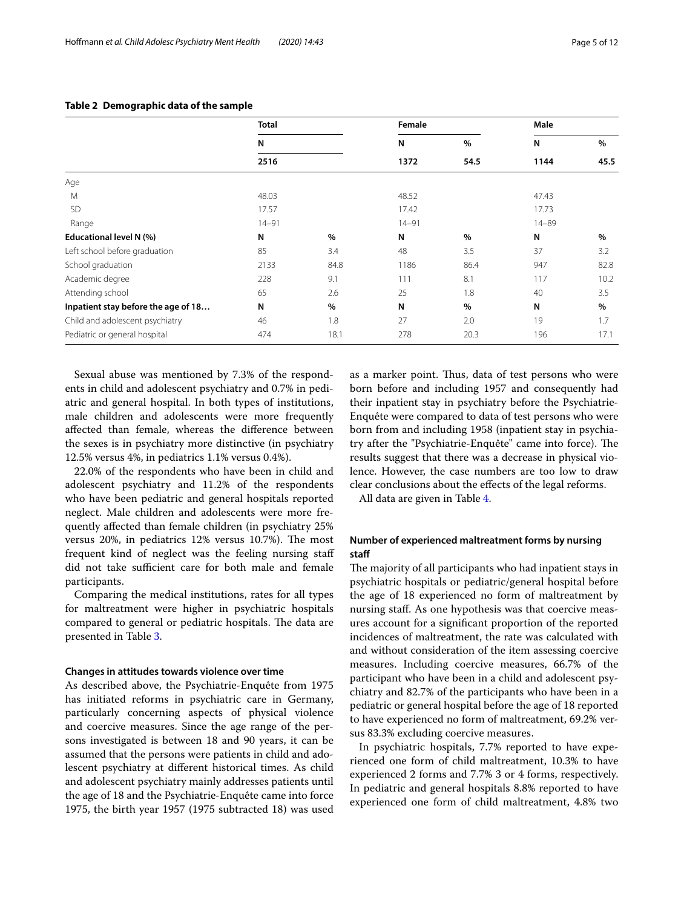**Table 2 Demographic data of the sample**

| | Total | | Female | | Male | |
|---|---|---|---|---|---|---|
| | N | | N | % | N | % |
| | **2516** | | **1372** | **54.5** | **1144** | **45.5** |
| Age | | | | | | |
| M | 48.03 | | 48.52 | | 47.43 | |
| SD | 17.57 | | 17.42 | | 17.73 | |
| Range | 14–91 | | 14–91 | | 14–89 | |
| **Educational level N (%)** | **N** | **%** | **N** | **%** | **N** | **%** |
| Left school before graduation | 85 | 3.4 | 48 | 3.5 | 37 | 3.2 |
| School graduation | 2133 | 84.8 | 1186 | 86.4 | 947 | 82.8 |
| Academic degree | 228 | 9.1 | 111 | 8.1 | 117 | 10.2 |
| Attending school | 65 | 2.6 | 25 | 1.8 | 40 | 3.5 |
| **Inpatient stay before the age of 18…** | **N** | **%** | **N** | **%** | **N** | **%** |
| Child and adolescent psychiatry | 46 | 1.8 | 27 | 2.0 | 19 | 1.7 |
| Pediatric or general hospital | 474 | 18.1 | 278 | 20.3 | 196 | 17.1 |

Sexual abuse was mentioned by 7.3% of the respondents in child and adolescent psychiatry and 0.7% in pediatric and general hospital. In both types of institutions, male children and adolescents were more frequently affected than female, whereas the difference between the sexes is in psychiatry more distinctive (in psychiatry 12.5% versus 4%, in pediatrics 1.1% versus 0.4%).

22.0% of the respondents who have been in child and adolescent psychiatry and 11.2% of the respondents who have been pediatric and general hospitals reported neglect. Male children and adolescents were more frequently affected than female children (in psychiatry 25% versus 20%, in pediatrics 12% versus 10.7%). The most frequent kind of neglect was the feeling nursing staff did not take sufficient care for both male and female participants.

Comparing the medical institutions, rates for all types for maltreatment were higher in psychiatric hospitals compared to general or pediatric hospitals. The data are presented in Table 3.

#### Changes in attitudes towards violence over time

As described above, the Psychiatrie-Enquête from 1975 has initiated reforms in psychiatric care in Germany, particularly concerning aspects of physical violence and coercive measures. Since the age range of the persons investigated is between 18 and 90 years, it can be assumed that the persons were patients in child and adolescent psychiatry at different historical times. As child and adolescent psychiatry mainly addresses patients until the age of 18 and the Psychiatrie-Enquête came into force 1975, the birth year 1957 (1975 subtracted 18) was used as a marker point. Thus, data of test persons who were born before and including 1957 and consequently had their inpatient stay in psychiatry before the Psychiatrie-Enquête were compared to data of test persons who were born from and including 1958 (inpatient stay in psychiatry after the "Psychiatrie-Enquête" came into force). The results suggest that there was a decrease in physical violence. However, the case numbers are too low to draw clear conclusions about the effects of the legal reforms.

All data are given in Table 4.

### Number of experienced maltreatment forms by nursing staff

The majority of all participants who had inpatient stays in psychiatric hospitals or pediatric/general hospital before the age of 18 experienced no form of maltreatment by nursing staff. As one hypothesis was that coercive measures account for a significant proportion of the reported incidences of maltreatment, the rate was calculated with and without consideration of the item assessing coercive measures. Including coercive measures, 66.7% of the participant who have been in a child and adolescent psychiatry and 82.7% of the participants who have been in a pediatric or general hospital before the age of 18 reported to have experienced no form of maltreatment, 69.2% versus 83.3% excluding coercive measures.

In psychiatric hospitals, 7.7% reported to have experienced one form of child maltreatment, 10.3% to have experienced 2 forms and 7.7% 3 or 4 forms, respectively. In pediatric and general hospitals 8.8% reported to have experienced one form of child maltreatment, 4.8% two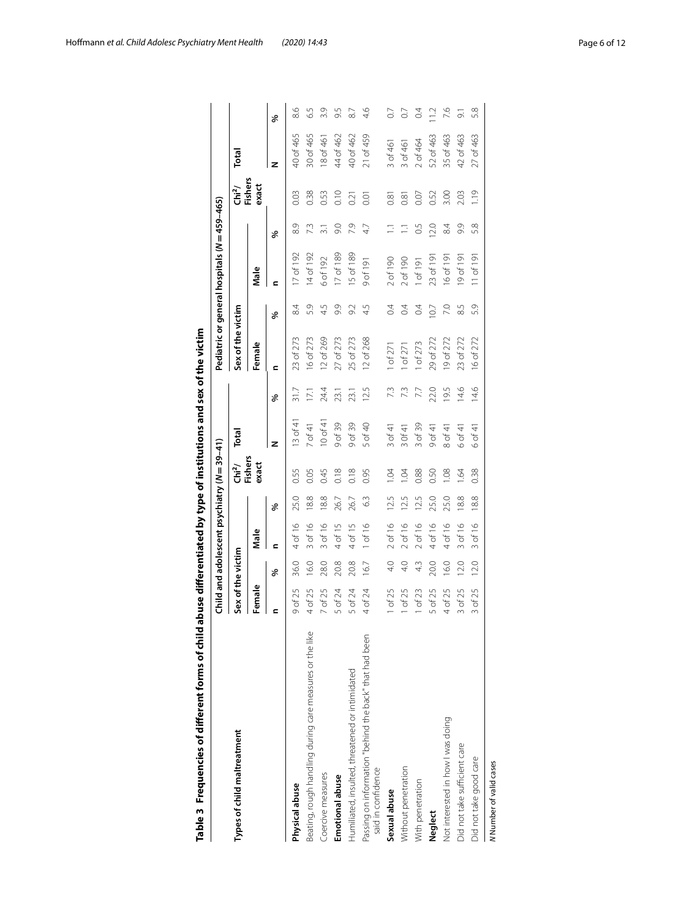**Table 3 Frequencies of different forms of child abuse differentiated by type of institutions and sex of the victim**

| Types of child maltreatment | Child and adolescent psychiatry (*N* = 39–41) | | | | | | | Pediatric or general hospitals (*N* = 459–465) | | | | | | |
|---|---|---|---|---|---|---|---|---|---|---|---|---|---|---|
| | Sex of the victim | | | | Chi²/ Fishers exact | Total | | Sex of the victim | | | | Chi²/ Fishers exact | Total | |
| | Female | | Male | | | | | Female | | Male | | | | |
| | n | % | n | % | | N | % | n | % | n | % | | N | % |
| **Physical abuse** | 9 of 25 | 36.0 | 4 of 16 | 25.0 | 0.55 | 13 of 41 | 31.7 | 23 of 273 | 8.4 | 17 of 192 | 8.9 | 0.03 | 40 of 465 | 8.6 |
| Beating, rough handling during care measures or the like | 4 of 25 | 16.0 | 3 of 16 | 18.8 | 0.05 | 7 of 41 | 17.1 | 16 of 273 | 5.9 | 14 of 192 | 7.3 | 0.38 | 30 of 465 | 6.5 |
| Coercive measures | 7 of 25 | 28.0 | 3 of 16 | 18.8 | 0.45 | 10 of 41 | 24.4 | 12 of 269 | 4.5 | 6 of 192 | 3.1 | 0.53 | 18 of 461 | 3.9 |
| **Emotional abuse** | 5 of 24 | 20.8 | 4 of 15 | 26.7 | 0.18 | 9 of 39 | 23.1 | 27 of 273 | 9.9 | 17 of 189 | 9.0 | 0.10 | 44 of 462 | 9.5 |
| Humiliated, insulted, threatened or intimidated | 5 of 24 | 20.8 | 4 of 15 | 26.7 | 0.18 | 9 of 39 | 23.1 | 25 of 273 | 9.2 | 15 of 189 | 7.9 | 0.21 | 40 of 462 | 8.7 |
| Passing on information "behind the back" that had been said in confidence | 4 of 24 | 16.7 | 1 of 16 | 6.3 | 0.95 | 5 of 40 | 12.5 | 12 of 268 | 4.5 | 9 of 191 | 4.7 | 0.01 | 21 of 459 | 4.6 |
| **Sexual abuse** | 1 of 25 | 4.0 | 2 of 16 | 12.5 | 1.04 | 3 of 41 | 7.3 | 1 of 271 | 0.4 | 2 of 190 | 1.1 | 0.81 | 3 of 461 | 0.7 |
| Without penetration | 1 of 25 | 4.0 | 2 of 16 | 12.5 | 1.04 | 3 0f 41 | 7.3 | 1 of 271 | 0.4 | 2 of 190 | 1.1 | 0.81 | 3 of 461 | 0.7 |
| With penetration | 1 of 23 | 4.3 | 2 of 16 | 12.5 | 0.88 | 3 of 39 | 7.7 | 1 of 273 | 0.4 | 1 of 191 | 0.5 | 0.07 | 2 of 464 | 0.4 |
| **Neglect** | 5 of 25 | 20.0 | 4 of 16 | 25.0 | 0.50 | 9 of 41 | 22.0 | 29 of 272 | 10.7 | 23 of 191 | 12.0 | 0.52 | 52 of 463 | 11.2 |
| Not interested in how I was doing | 4 of 25 | 16.0 | 4 of 16 | 25.0 | 1.08 | 8 of 41 | 19.5 | 19 of 272 | 7.0 | 16 of 191 | 8.4 | 3.00 | 35 of 463 | 7.6 |
| Did not take sufficient care | 3 of 25 | 12.0 | 3 of 16 | 18.8 | 1.64 | 6 of 41 | 14.6 | 23 of 272 | 8.5 | 19 of 191 | 9.9 | 2.03 | 42 of 463 | 9.1 |
| Did not take good care | 3 of 25 | 12.0 | 3 of 16 | 18.8 | 0.38 | 6 of 41 | 14.6 | 16 of 272 | 5.9 | 11 of 191 | 5.8 | 1.19 | 27 of 463 | 5.8 |

*N* Number of valid cases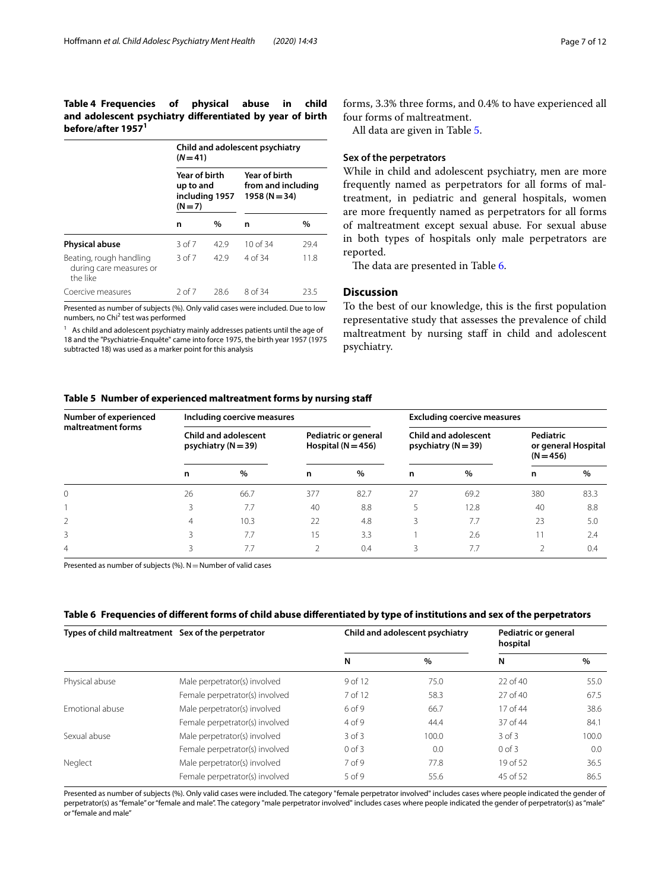**Table 4 Frequencies of physical abuse in child and adolescent psychiatry differentiated by year of birth before/after 1957[1]**

| | Child and adolescent psychiatry ($N=41$) | | | |
|---|---|---|---|---|
| | Year of birth up to and including 1957 ($N=7$) | | Year of birth from and including 1958 ($N=34$) | |
| | n | % | n | % |
| **Physical abuse** | 3 of 7 | 42.9 | 10 of 34 | 29.4 |
| Beating, rough handling during care measures or the like | 3 of 7 | 42.9 | 4 of 34 | 11.8 |
| Coercive measures | 2 of 7 | 28.6 | 8 of 34 | 23.5 |

Presented as number of subjects (%). Only valid cases were included. Due to low numbers, no $Chi^2$ test was performed

[1] As child and adolescent psychiatry mainly addresses patients until the age of 18 and the "Psychiatrie-Enquête" came into force 1975, the birth year 1957 (1975 subtracted 18) was used as a marker point for this analysis

forms, 3.3% three forms, and 0.4% to have experienced all four forms of maltreatment.

All data are given in Table 5.

### Sex of the perpetrators

While in child and adolescent psychiatry, men are more frequently named as perpetrators for all forms of maltreatment, in pediatric and general hospitals, women are more frequently named as perpetrators for all forms of maltreatment except sexual abuse. For sexual abuse in both types of hospitals only male perpetrators are reported.

The data are presented in Table 6.

## Discussion

To the best of our knowledge, this is the first population representative study that assesses the prevalence of child maltreatment by nursing staff in child and adolescent psychiatry.

**Table 5 Number of experienced maltreatment forms by nursing staff**

| Number of experienced maltreatment forms | Including coercive measures | | | | Excluding coercive measures | | | |
|---|---|---|---|---|---|---|---|---|
| | Child and adolescent psychiatry ($N=39$) | | Pediatric or general Hospital ($N=456$) | | Child and adolescent psychiatry ($N=39$) | | Pediatric or general Hospital ($N=456$) | |
| | n | % | n | % | n | % | n | % |
| 0 | 26 | 66.7 | 377 | 82.7 | 27 | 69.2 | 380 | 83.3 |
| 1 | 3 | 7.7 | 40 | 8.8 | 5 | 12.8 | 40 | 8.8 |
| 2 | 4 | 10.3 | 22 | 4.8 | 3 | 7.7 | 23 | 5.0 |
| 3 | 3 | 7.7 | 15 | 3.3 | 1 | 2.6 | 11 | 2.4 |
| 4 | 3 | 7.7 | 2 | 0.4 | 3 | 7.7 | 2 | 0.4 |

Presented as number of subjects (%). N = Number of valid cases

**Table 6 Frequencies of different forms of child abuse differentiated by type of institutions and sex of the perpetrators**

| Types of child maltreatment | Sex of the perpetrator | Child and adolescent psychiatry | | Pediatric or general hospital | |
|---|---|---|---|---|---|
| | | N | % | N | % |
| Physical abuse | Male perpetrator(s) involved | 9 of 12 | 75.0 | 22 of 40 | 55.0 |
| | Female perpetrator(s) involved | 7 of 12 | 58.3 | 27 of 40 | 67.5 |
| Emotional abuse | Male perpetrator(s) involved | 6 of 9 | 66.7 | 17 of 44 | 38.6 |
| | Female perpetrator(s) involved | 4 of 9 | 44.4 | 37 of 44 | 84.1 |
| Sexual abuse | Male perpetrator(s) involved | 3 of 3 | 100.0 | 3 of 3 | 100.0 |
| | Female perpetrator(s) involved | 0 of 3 | 0.0 | 0 of 3 | 0.0 |
| Neglect | Male perpetrator(s) involved | 7 of 9 | 77.8 | 19 of 52 | 36.5 |
| | Female perpetrator(s) involved | 5 of 9 | 55.6 | 45 of 52 | 86.5 |

Presented as number of subjects (%). Only valid cases were included. The category "female perpetrator involved" includes cases where people indicated the gender of perpetrator(s) as "female" or "female and male". The category "male perpetrator involved" includes cases where people indicated the gender of perpetrator(s) as "male" or "female and male"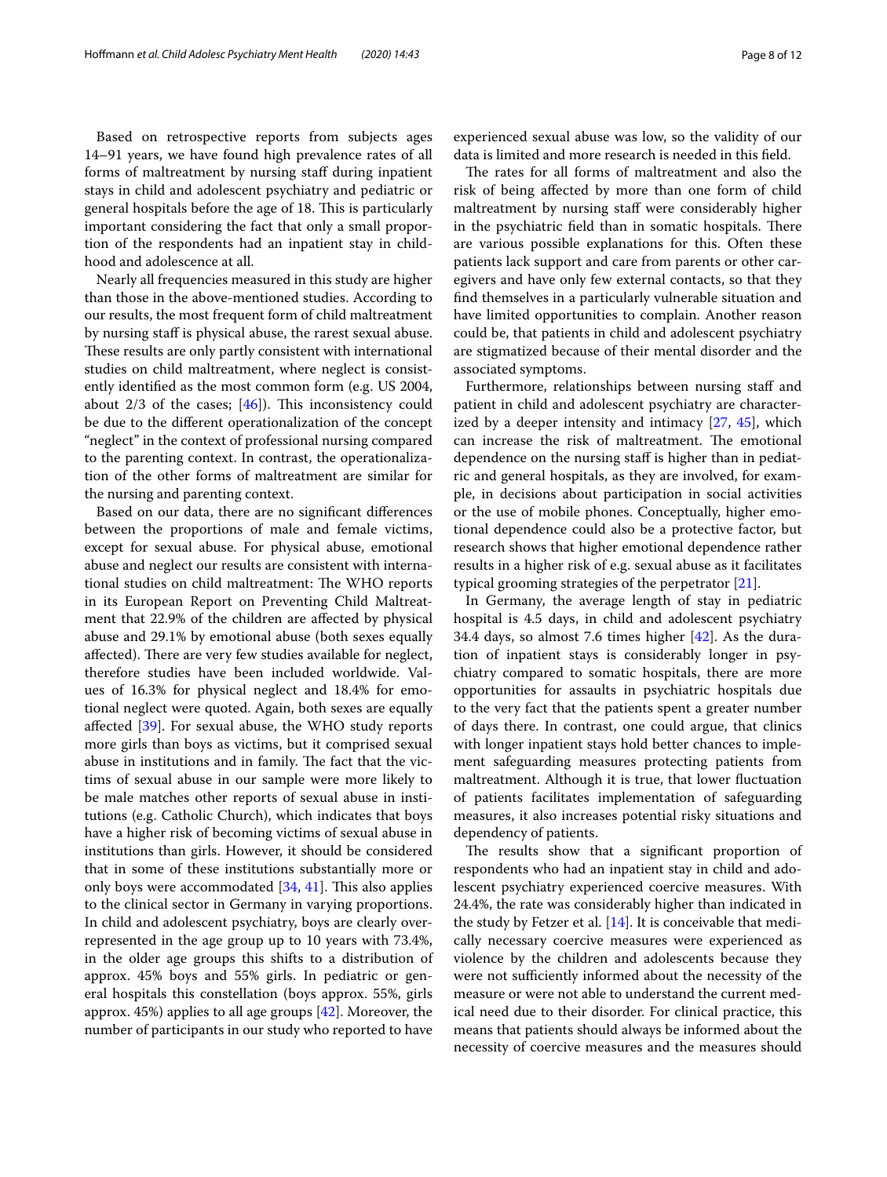Based on retrospective reports from subjects ages 14–91 years, we have found high prevalence rates of all forms of maltreatment by nursing staff during inpatient stays in child and adolescent psychiatry and pediatric or general hospitals before the age of 18. This is particularly important considering the fact that only a small proportion of the respondents had an inpatient stay in childhood and adolescence at all.

Nearly all frequencies measured in this study are higher than those in the above-mentioned studies. According to our results, the most frequent form of child maltreatment by nursing staff is physical abuse, the rarest sexual abuse. These results are only partly consistent with international studies on child maltreatment, where neglect is consistently identified as the most common form (e.g. US 2004, about 2/3 of the cases; [46]). This inconsistency could be due to the different operationalization of the concept "neglect" in the context of professional nursing compared to the parenting context. In contrast, the operationalization of the other forms of maltreatment are similar for the nursing and parenting context.

Based on our data, there are no significant differences between the proportions of male and female victims, except for sexual abuse. For physical abuse, emotional abuse and neglect our results are consistent with international studies on child maltreatment: The WHO reports in its European Report on Preventing Child Maltreatment that 22.9% of the children are affected by physical abuse and 29.1% by emotional abuse (both sexes equally affected). There are very few studies available for neglect, therefore studies have been included worldwide. Values of 16.3% for physical neglect and 18.4% for emotional neglect were quoted. Again, both sexes are equally affected [39]. For sexual abuse, the WHO study reports more girls than boys as victims, but it comprised sexual abuse in institutions and in family. The fact that the victims of sexual abuse in our sample were more likely to be male matches other reports of sexual abuse in institutions (e.g. Catholic Church), which indicates that boys have a higher risk of becoming victims of sexual abuse in institutions than girls. However, it should be considered that in some of these institutions substantially more or only boys were accommodated [34, 41]. This also applies to the clinical sector in Germany in varying proportions. In child and adolescent psychiatry, boys are clearly overrepresented in the age group up to 10 years with 73.4%, in the older age groups this shifts to a distribution of approx. 45% boys and 55% girls. In pediatric or general hospitals this constellation (boys approx. 55%, girls approx. 45%) applies to all age groups [42]. Moreover, the number of participants in our study who reported to have experienced sexual abuse was low, so the validity of our data is limited and more research is needed in this field.

The rates for all forms of maltreatment and also the risk of being affected by more than one form of child maltreatment by nursing staff were considerably higher in the psychiatric field than in somatic hospitals. There are various possible explanations for this. Often these patients lack support and care from parents or other caregivers and have only few external contacts, so that they find themselves in a particularly vulnerable situation and have limited opportunities to complain. Another reason could be, that patients in child and adolescent psychiatry are stigmatized because of their mental disorder and the associated symptoms.

Furthermore, relationships between nursing staff and patient in child and adolescent psychiatry are characterized by a deeper intensity and intimacy [27, 45], which can increase the risk of maltreatment. The emotional dependence on the nursing staff is higher than in pediatric and general hospitals, as they are involved, for example, in decisions about participation in social activities or the use of mobile phones. Conceptually, higher emotional dependence could also be a protective factor, but research shows that higher emotional dependence rather results in a higher risk of e.g. sexual abuse as it facilitates typical grooming strategies of the perpetrator [21].

In Germany, the average length of stay in pediatric hospital is 4.5 days, in child and adolescent psychiatry 34.4 days, so almost 7.6 times higher [42]. As the duration of inpatient stays is considerably longer in psychiatry compared to somatic hospitals, there are more opportunities for assaults in psychiatric hospitals due to the very fact that the patients spent a greater number of days there. In contrast, one could argue, that clinics with longer inpatient stays hold better chances to implement safeguarding measures protecting patients from maltreatment. Although it is true, that lower fluctuation of patients facilitates implementation of safeguarding measures, it also increases potential risky situations and dependency of patients.

The results show that a significant proportion of respondents who had an inpatient stay in child and adolescent psychiatry experienced coercive measures. With 24.4%, the rate was considerably higher than indicated in the study by Fetzer et al. [14]. It is conceivable that medically necessary coercive measures were experienced as violence by the children and adolescents because they were not sufficiently informed about the necessity of the measure or were not able to understand the current medical need due to their disorder. For clinical practice, this means that patients should always be informed about the necessity of coercive measures and the measures should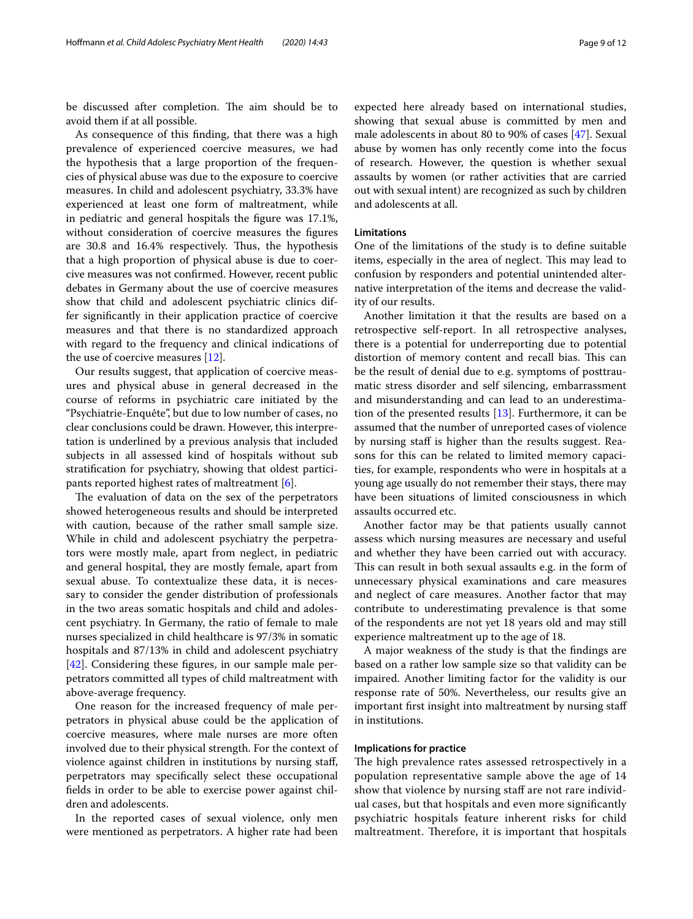be discussed after completion. The aim should be to avoid them if at all possible.

As consequence of this finding, that there was a high prevalence of experienced coercive measures, we had the hypothesis that a large proportion of the frequencies of physical abuse was due to the exposure to coercive measures. In child and adolescent psychiatry, 33.3% have experienced at least one form of maltreatment, while in pediatric and general hospitals the figure was 17.1%, without consideration of coercive measures the figures are 30.8 and 16.4% respectively. Thus, the hypothesis that a high proportion of physical abuse is due to coercive measures was not confirmed. However, recent public debates in Germany about the use of coercive measures show that child and adolescent psychiatric clinics differ significantly in their application practice of coercive measures and that there is no standardized approach with regard to the frequency and clinical indications of the use of coercive measures [12].

Our results suggest, that application of coercive measures and physical abuse in general decreased in the course of reforms in psychiatric care initiated by the "Psychiatrie-Enquête", but due to low number of cases, no clear conclusions could be drawn. However, this interpretation is underlined by a previous analysis that included subjects in all assessed kind of hospitals without sub stratification for psychiatry, showing that oldest participants reported highest rates of maltreatment [6].

The evaluation of data on the sex of the perpetrators showed heterogeneous results and should be interpreted with caution, because of the rather small sample size. While in child and adolescent psychiatry the perpetrators were mostly male, apart from neglect, in pediatric and general hospital, they are mostly female, apart from sexual abuse. To contextualize these data, it is necessary to consider the gender distribution of professionals in the two areas somatic hospitals and child and adolescent psychiatry. In Germany, the ratio of female to male nurses specialized in child healthcare is 97/3% in somatic hospitals and 87/13% in child and adolescent psychiatry [42]. Considering these figures, in our sample male perpetrators committed all types of child maltreatment with above-average frequency.

One reason for the increased frequency of male perpetrators in physical abuse could be the application of coercive measures, where male nurses are more often involved due to their physical strength. For the context of violence against children in institutions by nursing staff, perpetrators may specifically select these occupational fields in order to be able to exercise power against children and adolescents.

In the reported cases of sexual violence, only men were mentioned as perpetrators. A higher rate had been expected here already based on international studies, showing that sexual abuse is committed by men and male adolescents in about 80 to 90% of cases [47]. Sexual abuse by women has only recently come into the focus of research. However, the question is whether sexual assaults by women (or rather activities that are carried out with sexual intent) are recognized as such by children and adolescents at all.

### Limitations

One of the limitations of the study is to define suitable items, especially in the area of neglect. This may lead to confusion by responders and potential unintended alternative interpretation of the items and decrease the validity of our results.

Another limitation it that the results are based on a retrospective self-report. In all retrospective analyses, there is a potential for underreporting due to potential distortion of memory content and recall bias. This can be the result of denial due to e.g. symptoms of posttraumatic stress disorder and self silencing, embarrassment and misunderstanding and can lead to an underestimation of the presented results [13]. Furthermore, it can be assumed that the number of unreported cases of violence by nursing staff is higher than the results suggest. Reasons for this can be related to limited memory capacities, for example, respondents who were in hospitals at a young age usually do not remember their stays, there may have been situations of limited consciousness in which assaults occurred etc.

Another factor may be that patients usually cannot assess which nursing measures are necessary and useful and whether they have been carried out with accuracy. This can result in both sexual assaults e.g. in the form of unnecessary physical examinations and care measures and neglect of care measures. Another factor that may contribute to underestimating prevalence is that some of the respondents are not yet 18 years old and may still experience maltreatment up to the age of 18.

A major weakness of the study is that the findings are based on a rather low sample size so that validity can be impaired. Another limiting factor for the validity is our response rate of 50%. Nevertheless, our results give an important first insight into maltreatment by nursing staff in institutions.

### Implications for practice

The high prevalence rates assessed retrospectively in a population representative sample above the age of 14 show that violence by nursing staff are not rare individual cases, but that hospitals and even more significantly psychiatric hospitals feature inherent risks for child maltreatment. Therefore, it is important that hospitals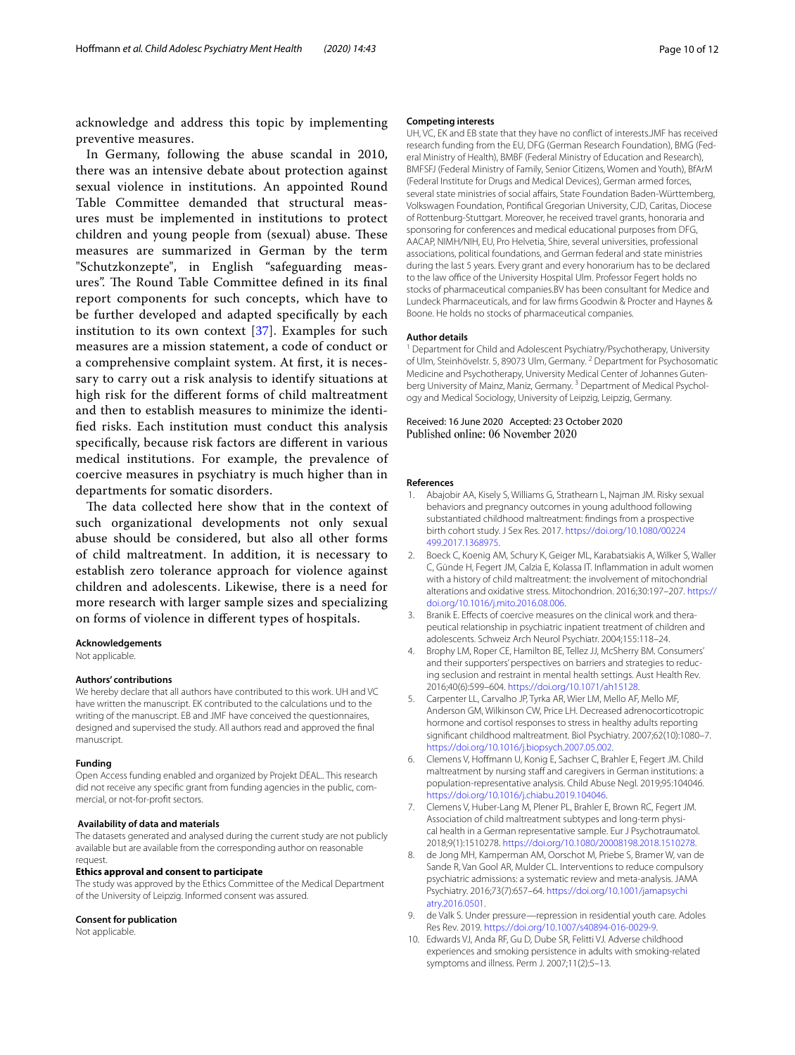acknowledge and address this topic by implementing preventive measures.

In Germany, following the abuse scandal in 2010, there was an intensive debate about protection against sexual violence in institutions. An appointed Round Table Committee demanded that structural measures must be implemented in institutions to protect children and young people from (sexual) abuse. These measures are summarized in German by the term "Schutzkonzepte", in English "safeguarding measures". The Round Table Committee defined in its final report components for such concepts, which have to be further developed and adapted specifically by each institution to its own context [37]. Examples for such measures are a mission statement, a code of conduct or a comprehensive complaint system. At first, it is necessary to carry out a risk analysis to identify situations at high risk for the different forms of child maltreatment and then to establish measures to minimize the identified risks. Each institution must conduct this analysis specifically, because risk factors are different in various medical institutions. For example, the prevalence of coercive measures in psychiatry is much higher than in departments for somatic disorders.

The data collected here show that in the context of such organizational developments not only sexual abuse should be considered, but also all other forms of child maltreatment. In addition, it is necessary to establish zero tolerance approach for violence against children and adolescents. Likewise, there is a need for more research with larger sample sizes and specializing on forms of violence in different types of hospitals.

#### Acknowledgements
Not applicable.

#### Authors' contributions
We hereby declare that all authors have contributed to this work. UH and VC have written the manuscript. EK contributed to the calculations und to the writing of the manuscript. EB and JMF have conceived the questionnaires, designed and supervised the study. All authors read and approved the final manuscript.

#### Funding
Open Access funding enabled and organized by Projekt DEAL.. This research did not receive any specific grant from funding agencies in the public, commercial, or not-for-profit sectors.

#### Availability of data and materials
The datasets generated and analysed during the current study are not publicly available but are available from the corresponding author on reasonable request.

#### Ethics approval and consent to participate
The study was approved by the Ethics Committee of the Medical Department of the University of Leipzig. Informed consent was assured.

#### Consent for publication
Not applicable.

#### Competing interests
UH, VC, EK and EB state that they have no conflict of interests.JMF has received research funding from the EU, DFG (German Research Foundation), BMG (Federal Ministry of Health), BMBF (Federal Ministry of Education and Research), BMFSFJ (Federal Ministry of Family, Senior Citizens, Women and Youth), BfArM (Federal Institute for Drugs and Medical Devices), German armed forces, several state ministries of social affairs, State Foundation Baden-Württemberg, Volkswagen Foundation, Pontifical Gregorian University, CJD, Caritas, Diocese of Rottenburg-Stuttgart. Moreover, he received travel grants, honoraria and sponsoring for conferences and medical educational purposes from DFG, AACAP, NIMH/NIH, EU, Pro Helvetia, Shire, several universities, professional associations, political foundations, and German federal and state ministries during the last 5 years. Every grant and every honorarium has to be declared to the law office of the University Hospital Ulm. Professor Fegert holds no stocks of pharmaceutical companies.BV has been consultant for Medice and Lundeck Pharmaceuticals, and for law firms Goodwin & Procter and Haynes & Boone. He holds no stocks of pharmaceutical companies.

#### Author details
[1] Department for Child and Adolescent Psychiatry/Psychotherapy, University of Ulm, Steinhövelstr. 5, 89073 Ulm, Germany. [2] Department for Psychosomatic Medicine and Psychotherapy, University Medical Center of Johannes Gutenberg University of Mainz, Maniz, Germany. [3] Department of Medical Psychology and Medical Sociology, University of Leipzig, Leipzig, Germany.

Received: 16 June 2020 Accepted: 23 October 2020
Published online: 06 November 2020

#### References
1. Abajobir AA, Kisely S, Williams G, Strathearn L, Najman JM. Risky sexual behaviors and pregnancy outcomes in young adulthood following substantiated childhood maltreatment: findings from a prospective birth cohort study. J Sex Res. 2017. https://doi.org/10.1080/00224499.2017.1368975.
2. Boeck C, Koenig AM, Schury K, Geiger ML, Karabatsiakis A, Wilker S, Waller C, Günde H, Fegert JM, Calzia E, Kolassa IT. Inflammation in adult women with a history of child maltreatment: the involvement of mitochondrial alterations and oxidative stress. Mitochondrion. 2016;30:197–207. https://doi.org/10.1016/j.mito.2016.08.006.
3. Branik E. Effects of coercive measures on the clinical work and therapeutical relationship in psychiatric inpatient treatment of children and adolescents. Schweiz Arch Neurol Psychiatr. 2004;155:118–24.
4. Brophy LM, Roper CE, Hamilton BE, Tellez JJ, McSherry BM. Consumers' and their supporters' perspectives on barriers and strategies to reducing seclusion and restraint in mental health settings. Aust Health Rev. 2016;40(6):599–604. https://doi.org/10.1071/ah15128.
5. Carpenter LL, Carvalho JP, Tyrka AR, Wier LM, Mello AF, Mello MF, Anderson GM, Wilkinson CW, Price LH. Decreased adrenocorticotropic hormone and cortisol responses to stress in healthy adults reporting significant childhood maltreatment. Biol Psychiatry. 2007;62(10):1080–7. https://doi.org/10.1016/j.biopsych.2007.05.002.
6. Clemens V, Hoffmann U, Konig E, Sachser C, Brahler E, Fegert JM. Child maltreatment by nursing staff and caregivers in German institutions: a population-representative analysis. Child Abuse Negl. 2019;95:104046. https://doi.org/10.1016/j.chiabu.2019.104046.
7. Clemens V, Huber-Lang M, Plener PL, Brahler E, Brown RC, Fegert JM. Association of child maltreatment subtypes and long-term physical health in a German representative sample. Eur J Psychotraumatol. 2018;9(1):1510278. https://doi.org/10.1080/20008198.2018.1510278.
8. de Jong MH, Kamperman AM, Oorschot M, Priebe S, Bramer W, van de Sande R, Van Gool AR, Mulder CL. Interventions to reduce compulsory psychiatric admissions: a systematic review and meta-analysis. JAMA Psychiatry. 2016;73(7):657–64. https://doi.org/10.1001/jamapsychiatry.2016.0501.
9. de Valk S. Under pressure—repression in residential youth care. Adoles Res Rev. 2019. https://doi.org/10.1007/s40894-016-0029-9.
10. Edwards VJ, Anda RF, Gu D, Dube SR, Felitti VJ. Adverse childhood experiences and smoking persistence in adults with smoking-related symptoms and illness. Perm J. 2007;11(2):5–13.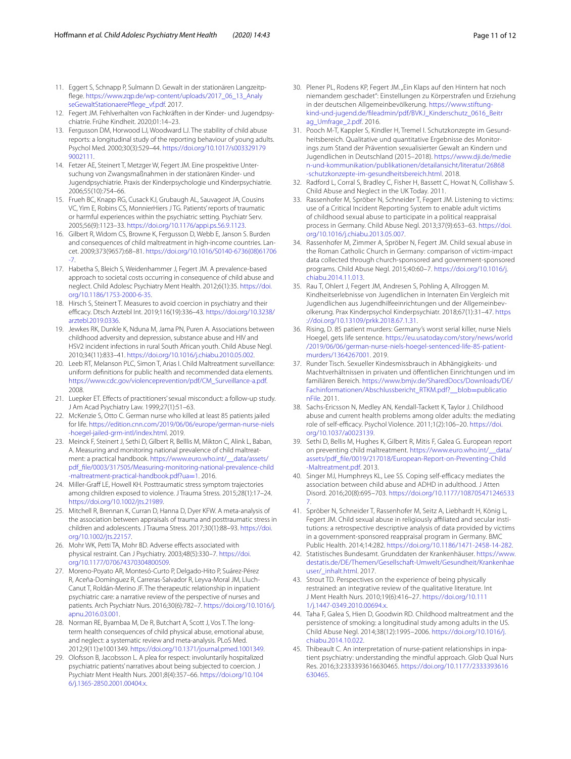11. Eggert S, Schnapp P, Sulmann D. Gewalt in der stationären Langzeitpflege. https://www.zqp.de/wp-content/uploads/2017_06_13_AnalyseGewaltStationaerePflege_vf.pdf. 2017.
12. Fegert JM. Fehlverhalten von Fachkräften in der Kinder- und Jugendpsychiatrie. Frühe Kindheit. 2020;01:14–23.
13. Fergusson DM, Horwood LJ, Woodward LJ. The stability of child abuse reports: a longitudinal study of the reporting behaviour of young adults. Psychol Med. 2000;30(3):529–44. https://doi.org/10.1017/s0033291799002111.
14. Fetzer AE, Steinert T, Metzger W, Fegert JM. Eine prospektive Untersuchung von Zwangsmaßnahmen in der stationären Kinder- und Jugendpsychiatrie. Praxis der Kinderpsychologie und Kinderpsychiatrie. 2006;55(10):754–66.
15. Frueh BC, Knapp RG, Cusack KJ, Grubaugh AL, Sauvageot JA, Cousins VC, Yim E, Robins CS, MonnierHiers J TG. Patients' reports of traumatic or harmful experiences within the psychiatric setting. Psychiatr Serv. 2005;56(9):1123–33. https://doi.org/10.1176/appi.ps.56.9.1123.
16. Gilbert R, Widom CS, Browne K, Fergusson D, Webb E, Janson S. Burden and consequences of child maltreatment in high-income countries. Lancet. 2009;373(9657):68–81. https://doi.org/10.1016/S0140-6736(08)61706-7.
17. Habetha S, Bleich S, Weidenhammer J, Fegert JM. A prevalence-based approach to societal costs occurring in consequence of child abuse and neglect. Child Adolesc Psychiatry Ment Health. 2012;6(1):35. https://doi.org/10.1186/1753-2000-6-35.
18. Hirsch S, Steinert T. Measures to avoid coercion in psychiatry and their efficacy. Dtsch Arztebl Int. 2019;116(19):336–43. https://doi.org/10.3238/arztebl.2019.0336.
19. Jewkes RK, Dunkle K, Nduna M, Jama PN, Puren A. Associations between childhood adversity and depression, substance abuse and HIV and HSV2 incident infections in rural South African youth. Child Abuse Negl. 2010;34(11):833–41. https://doi.org/10.1016/j.chiabu.2010.05.002.
20. Leeb RT, Melanson PLC, Simon T, Arias I. Child Maltreatment surveillance: uniform definitions for public health and recommended data elements. https://www.cdc.gov/violenceprevention/pdf/CM_Surveillance-a.pdf. 2008.
21. Luepker ET. Effects of practitioners' sexual misconduct: a follow-up study. J Am Acad Psychiatry Law. 1999;27(1):51–63.
22. McKenzie S, Otto C. German nurse who killed at least 85 patients jailed for life. https://edition.cnn.com/2019/06/06/europe/german-nurse-niels-hoegel-jailed-grm-intl/index.html. 2019.
23. Meinck F, Steinert J, Sethi D, Gilbert R, Belllis M, Mikton C, Alink L, Baban, A. Measuring and monitoring national prevalence of child maltreatment: a practical handbook. https://www.euro.who.int/__data/assets/pdf_file/0003/317505/Measuring-monitoring-national-prevalence-child-maltreatment-practical-handbook.pdf?ua=1. 2016.
24. Miller-Graff LE, Howell KH. Posttraumatic stress symptom trajectories among children exposed to violence. J Trauma Stress. 2015;28(1):17–24. https://doi.org/10.1002/jts.21989.
25. Mitchell R, Brennan K, Curran D, Hanna D, Dyer KFW. A meta-analysis of the association between appraisals of trauma and posttraumatic stress in children and adolescents. J Trauma Stress. 2017;30(1):88–93. https://doi.org/10.1002/jts.22157.
26. Mohr WK, Petti TA, Mohr BD. Adverse effects associated with physical restraint. Can J Psychiatry. 2003;48(5):330–7. https://doi.org/10.1177/070674370304800509.
27. Moreno-Poyato AR, Montesó-Curto P, Delgado-Hito P, Suárez-Pérez R, Aceña-Domínguez R, Carreras-Salvador R, Leyva-Moral JM, Lluch-Canut T, Roldán-Merino JF. The therapeutic relationship in inpatient psychiatric care: a narrative review of the perspective of nurses and patients. Arch Psychiatr Nurs. 2016;30(6):782–7. https://doi.org/10.1016/j.apnu.2016.03.001.
28. Norman RE, Byambaa M, De R, Butchart A, Scott J, Vos T. The long-term health consequences of child physical abuse, emotional abuse, and neglect: a systematic review and meta-analysis. PLoS Med. 2012;9(11):e1001349. https://doi.org/10.1371/journal.pmed.1001349.
29. Olofsson B, Jacobsson L. A plea for respect: involuntarily hospitalized psychiatric patients' narratives about being subjected to coercion. J Psychiatr Ment Health Nurs. 2001;8(4):357–66. https://doi.org/10.1046/j.1365-2850.2001.00404.x.
30. Plener PL, Rodens KP, Fegert JM. „Ein Klaps auf den Hintern hat noch niemandem geschadet": Einstellungen zu Körperstrafen und Erziehung in der deutschen Allgemeinbevölkerung. https://www.stiftung-kind-und-jugend.de/fileadmin/pdf/BVKJ_Kinderschutz_0616_Beitrag_Umfrage_2.pdf. 2016.
31. Pooch M-T, Kappler S, Kindler H, Tremel I. Schutzkonzepte im Gesundheitsbereich. Qualitative und quantitative Ergebnisse des Monitorings zum Stand der Prävention sexualisierter Gewalt an Kindern und Jugendlichen in Deutschland (2015–2018). https://www.dji.de/medien-und-kommunikation/publikationen/detailansicht/literatur/26868-schutzkonzepte-im-gesundheitsbereich.html. 2018.
32. Radford L, Corral S, Bradley C, Fisher H, Bassett C, Howat N, Collishaw S. Child Abuse and Neglect in the UK Today. 2011.
33. Rassenhofer M, Spröber N, Schneider T, Fegert JM. Listening to victims: use of a Critical Incident Reporting System to enable adult victims of childhood sexual abuse to participate in a political reappraisal process in Germany. Child Abuse Negl. 2013;37(9):653–63. https://doi.org/10.1016/j.chiabu.2013.05.007.
34. Rassenhofer M, Zimmer A, Spröber N, Fegert JM. Child sexual abuse in the Roman Catholic Church in Germany: comparison of victim-impact data collected through church-sponsored and government-sponsored programs. Child Abuse Negl. 2015;40:60–7. https://doi.org/10.1016/j.chiabu.2014.11.013.
35. Rau T, Ohlert J, Fegert JM, Andresen S, Pohling A, Allroggen M. Kindheitserlebnisse von Jugendlichen in Internaten Ein Vergleich mit Jugendlichen aus Jugendhilfeeinrichtungen und der Allgemeinbevölkerung. Prax Kinderpsychol Kinderpsychiatr. 2018;67(1):31–47. https://doi.org/10.13109/prkk.2018.67.1.31.
36. Rising, D. 85 patient murders: Germany's worst serial killer, nurse Niels Hoegel, gets life sentence. https://eu.usatoday.com/story/news/world/2019/06/06/german-nurse-niels-hoegel-sentenced-life-85-patient-murders/1364267001. 2019.
37. Runder Tisch. Sexueller Kindesmissbrauch in Abhängigkeits- und Machtverhältnissen in privaten und öffentlichen Einrichtungen und im familiären Bereich. https://www.bmjv.de/SharedDocs/Downloads/DE/Fachinformationen/Abschlussbericht_RTKM.pdf?__blob=publicationFile. 2011.
38. Sachs-Ericsson N, Medley AN, Kendall-Tackett K, Taylor J. Childhood abuse and current health problems among older adults: the mediating role of self-efficacy. Psychol Violence. 2011;1(2):106–20. https://doi.org/10.1037/a0023139.
39. Sethi D, Bellis M, Hughes K, Gilbert R, Mitis F, Galea G. European report on preventing child maltreatment. https://www.euro.who.int/__data/assets/pdf_file/0019/217018/European-Report-on-Preventing-Child-Maltreatment.pdf. 2013.
40. Singer MJ, Humphreys KL, Lee SS. Coping self-efficacy mediates the association between child abuse and ADHD in adulthood. J Atten Disord. 2016;20(8):695–703. https://doi.org/10.1177/1087054712465337.
41. Spröber N, Schneider T, Rassenhofer M, Seitz A, Liebhardt H, König L, Fegert JM. Child sexual abuse in religiously affiliated and secular institutions: a retrospective descriptive analysis of data provided by victims in a government-sponsored reappraisal program in Germany. BMC Public Health. 2014;14:282. https://doi.org/10.1186/1471-2458-14-282.
42. Statistisches Bundesamt. Grunddaten der Krankenhäuser. https://www.destatis.de/DE/Themen/Gesellschaft-Umwelt/Gesundheit/Krankenhaeuser/_inhalt.html. 2017.
43. Strout TD. Perspectives on the experience of being physically restrained: an integrative review of the qualitative literature. Int J Ment Health Nurs. 2010;19(6):416–27. https://doi.org/10.1111/j.1447-0349.2010.00694.x.
44. Taha F, Galea S, Hien D, Goodwin RD. Childhood maltreatment and the persistence of smoking: a longitudinal study among adults in the US. Child Abuse Negl. 2014;38(12):1995–2006. https://doi.org/10.1016/j.chiabu.2014.10.022.
45. Thibeault C. An interpretation of nurse-patient relationships in inpatient psychiatry: understanding the mindful approach. Glob Qual Nurs Res. 2016;3:2333393616630465. https://doi.org/10.1177/2333393616630465.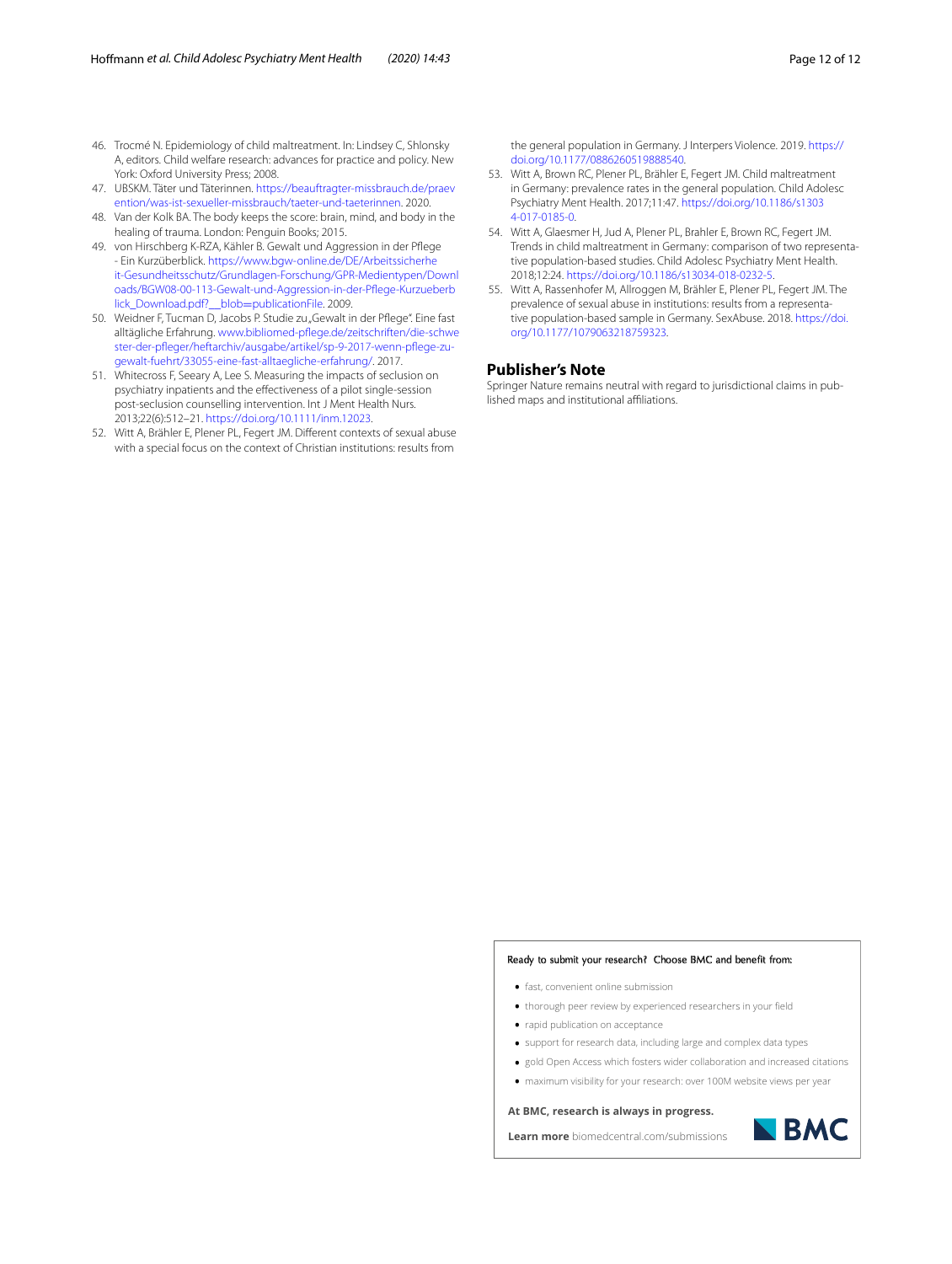46. Trocmé N. Epidemiology of child maltreatment. In: Lindsey C, Shlonsky A, editors. Child welfare research: advances for practice and policy. New York: Oxford University Press; 2008.
47. UBSKM. Täter und Täterinnen. https://beauftragter-missbrauch.de/praevention/was-ist-sexueller-missbrauch/taeter-und-taeterinnen. 2020.
48. Van der Kolk BA. The body keeps the score: brain, mind, and body in the healing of trauma. London: Penguin Books; 2015.
49. von Hirschberg K-RZA, Kähler B. Gewalt und Aggression in der Pflege - Ein Kurzüberblick. https://www.bgw-online.de/DE/Arbeitssicherheit-Gesundheitsschutz/Grundlagen-Forschung/GPR-Medientypen/Downloads/BGW08-00-113-Gewalt-und-Aggression-in-der-Pflege-Kurzueberblick_Download.pdf?__blob=publicationFile. 2009.
50. Weidner F, Tucman D, Jacobs P. Studie zu „Gewalt in der Pflege". Eine fast alltägliche Erfahrung. www.bibliomed-pflege.de/zeitschriften/die-schwester-der-pfleger/heftarchiv/ausgabe/artikel/sp-9-2017-wenn-pflege-zu-gewalt-fuehrt/33055-eine-fast-alltaegliche-erfahrung/. 2017.
51. Whitecross F, Seeary A, Lee S. Measuring the impacts of seclusion on psychiatry inpatients and the effectiveness of a pilot single-session post-seclusion counselling intervention. Int J Ment Health Nurs. 2013;22(6):512–21. https://doi.org/10.1111/inm.12023.
52. Witt A, Brähler E, Plener PL, Fegert JM. Different contexts of sexual abuse with a special focus on the context of Christian institutions: results from the general population in Germany. J Interpers Violence. 2019. https://doi.org/10.1177/0886260519888540.
53. Witt A, Brown RC, Plener PL, Brähler E, Fegert JM. Child maltreatment in Germany: prevalence rates in the general population. Child Adolesc Psychiatry Ment Health. 2017;11:47. https://doi.org/10.1186/s13034-017-0185-0.
54. Witt A, Glaesmer H, Jud A, Plener PL, Brahler E, Brown RC, Fegert JM. Trends in child maltreatment in Germany: comparison of two representative population-based studies. Child Adolesc Psychiatry Ment Health. 2018;12:24. https://doi.org/10.1186/s13034-018-0232-5.
55. Witt A, Rassenhofer M, Allroggen M, Brähler E, Plener PL, Fegert JM. The prevalence of sexual abuse in institutions: results from a representative population-based sample in Germany. SexAbuse. 2018. https://doi.org/10.1177/1079063218759323.

## Publisher's Note

Springer Nature remains neutral with regard to jurisdictional claims in published maps and institutional affiliations.

Ready to submit your research? Choose BMC and benefit from:

- fast, convenient online submission
- thorough peer review by experienced researchers in your field
- rapid publication on acceptance
- support for research data, including large and complex data types
- gold Open Access which fosters wider collaboration and increased citations
- maximum visibility for your research: over 100M website views per year

**At BMC, research is always in progress.**

**Learn more** biomedcentral.com/submissions

BMC